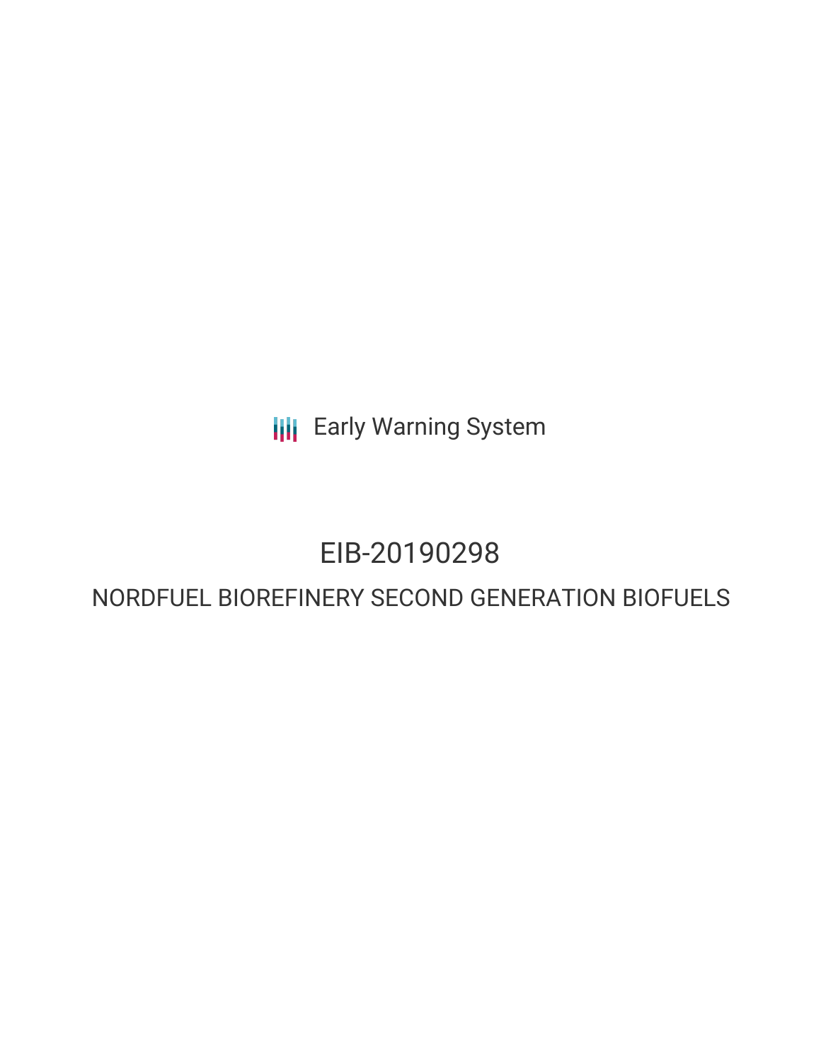Early Warning System

# EIB-20190298

## NORDFUEL BIOREFINERY SECOND GENERATION BIOFUELS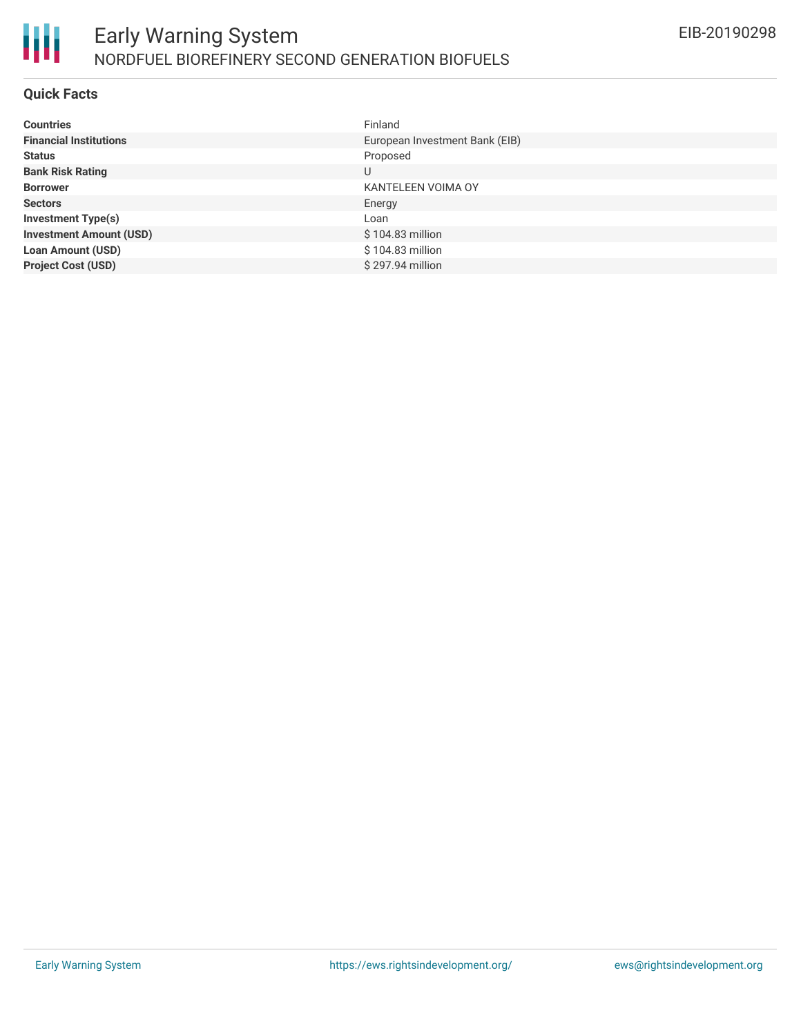## Quick Facts

| | |
|---|---|
| **Countries** | Finland |
| **Financial Institutions** | European Investment Bank (EIB) |
| **Status** | Proposed |
| **Bank Risk Rating** | U |
| **Borrower** | KANTELEEN VOIMA OY |
| **Sectors** | Energy |
| **Investment Type(s)** | Loan |
| **Investment Amount (USD)** | $ 104.83 million |
| **Loan Amount (USD)** | $ 104.83 million |
| **Project Cost (USD)** | $ 297.94 million |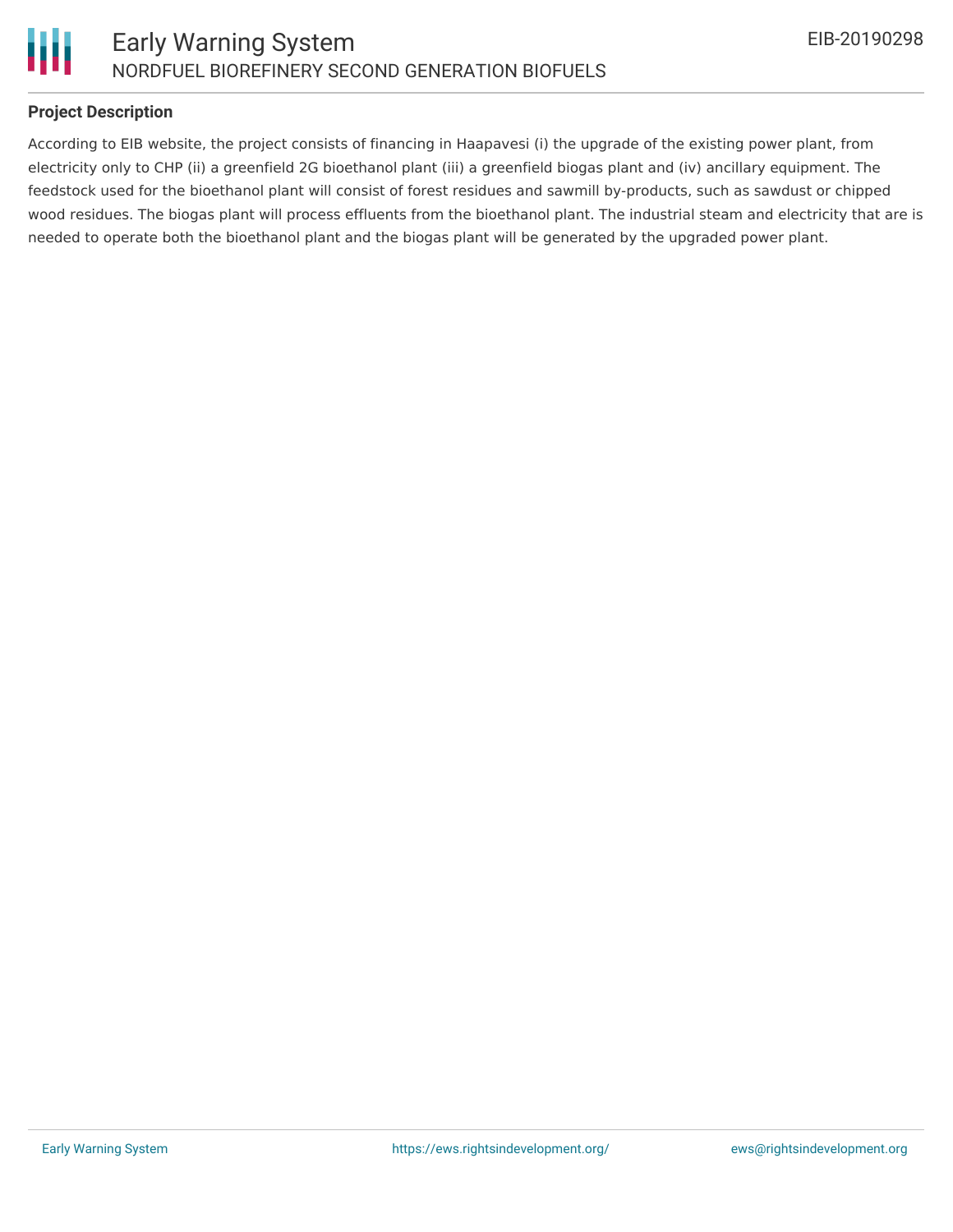### Project Description

According to EIB website, the project consists of financing in Haapavesi (i) the upgrade of the existing power plant, from electricity only to CHP (ii) a greenfield 2G bioethanol plant (iii) a greenfield biogas plant and (iv) ancillary equipment. The feedstock used for the bioethanol plant will consist of forest residues and sawmill by-products, such as sawdust or chipped wood residues. The biogas plant will process effluents from the bioethanol plant. The industrial steam and electricity that are is needed to operate both the bioethanol plant and the biogas plant will be generated by the upgraded power plant.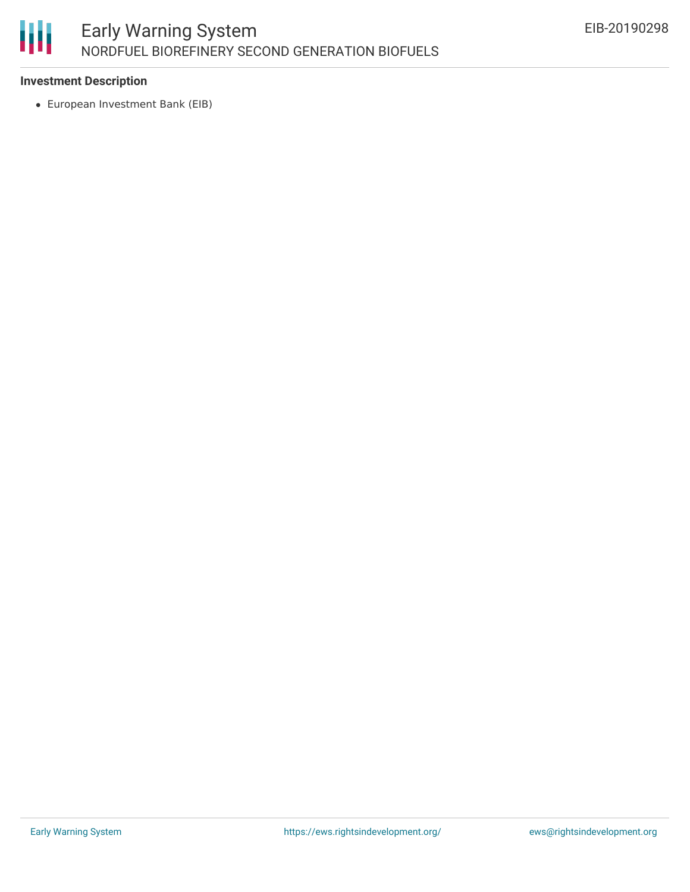**Investment Description**

- European Investment Bank (EIB)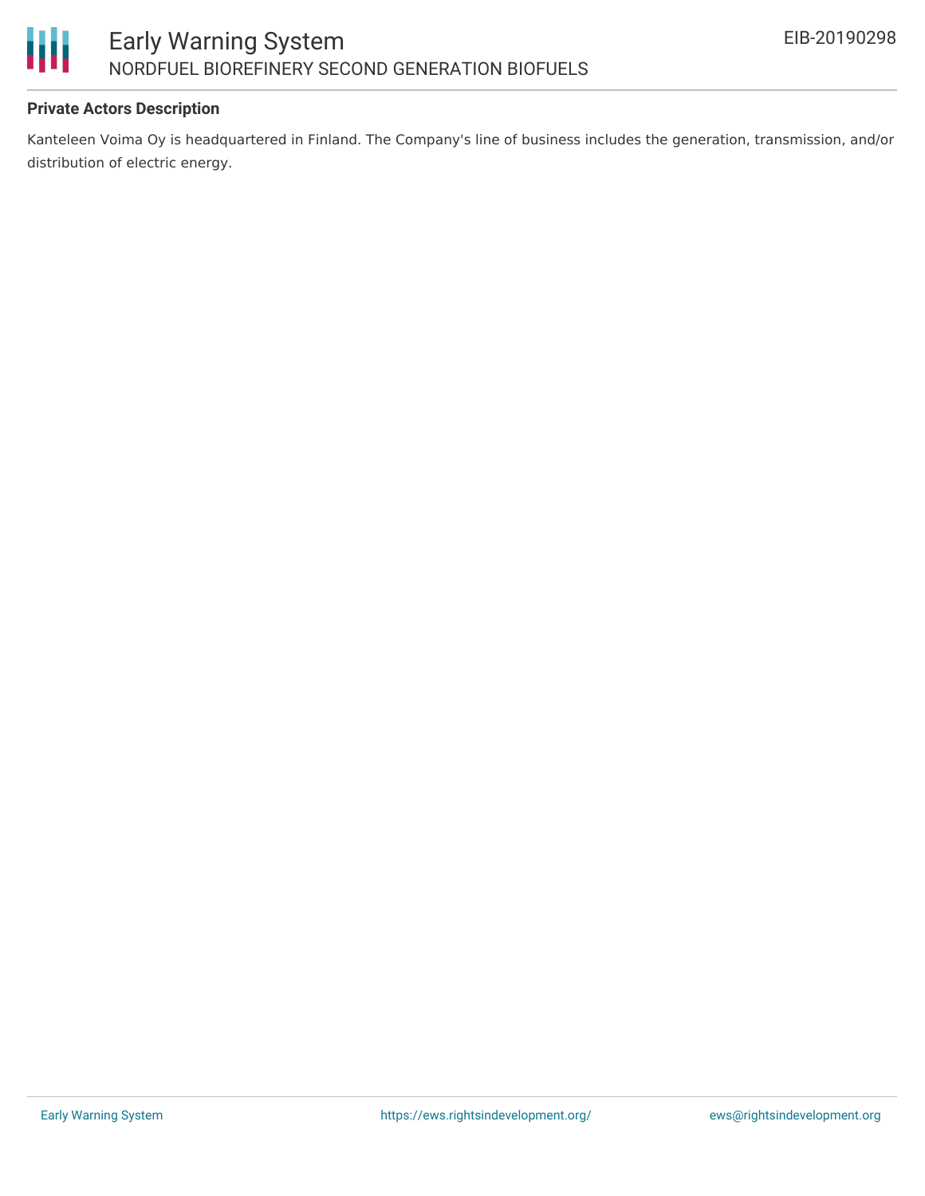### Private Actors Description

Kanteleen Voima Oy is headquartered in Finland. The Company's line of business includes the generation, transmission, and/or distribution of electric energy.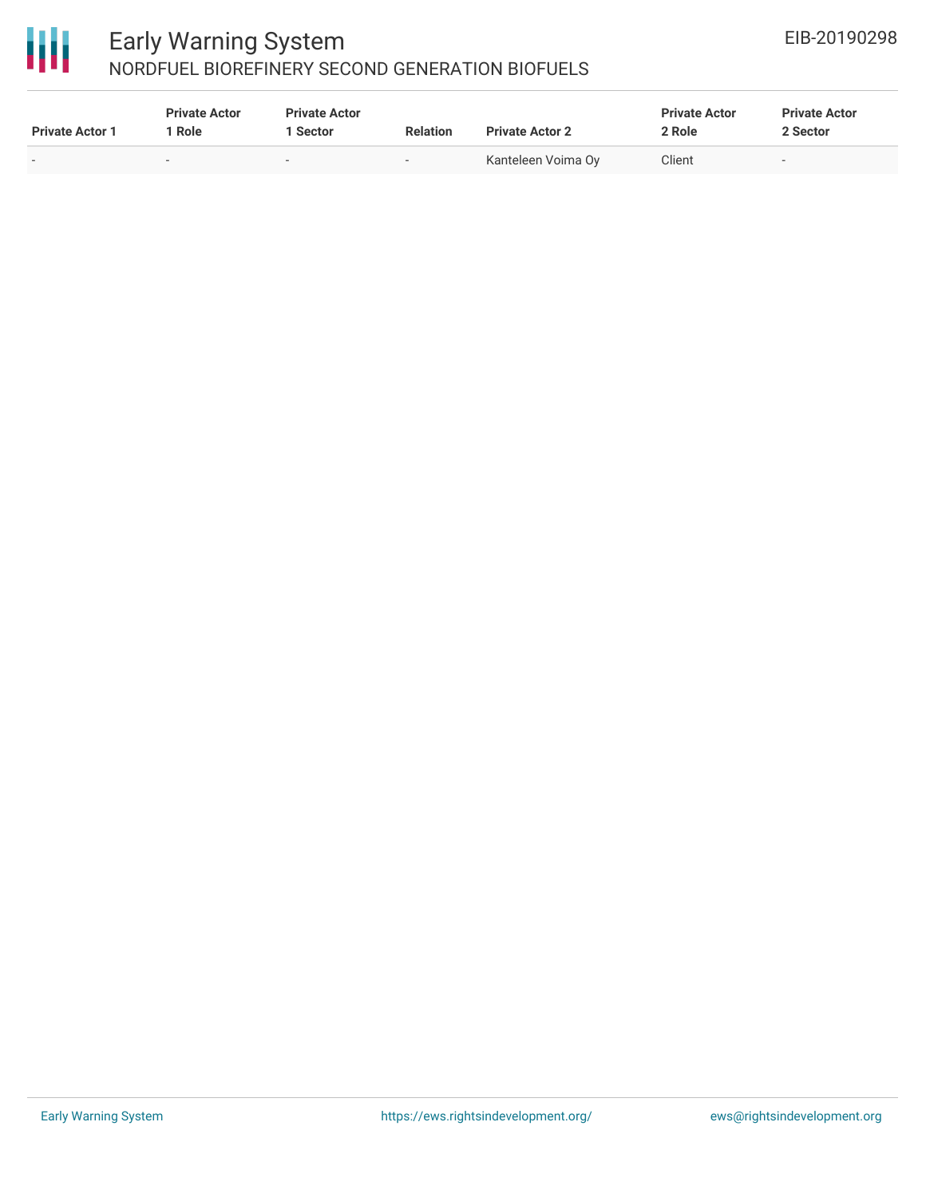| Private Actor 1 | Private Actor 1 Role | Private Actor 1 Sector | Relation | Private Actor 2 | Private Actor 2 Role | Private Actor 2 Sector |
|---|---|---|---|---|---|---|
| - | - | - | - | Kanteleen Voima Oy | Client | - |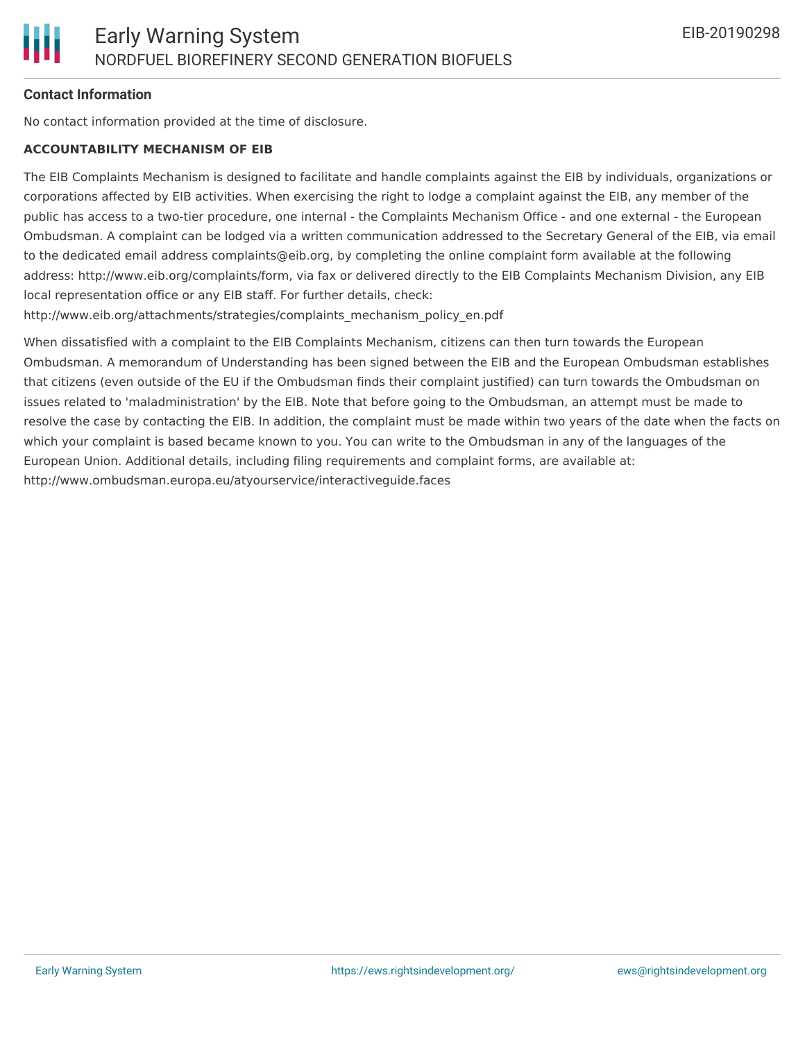## Contact Information

No contact information provided at the time of disclosure.

**ACCOUNTABILITY MECHANISM OF EIB**

The EIB Complaints Mechanism is designed to facilitate and handle complaints against the EIB by individuals, organizations or corporations affected by EIB activities. When exercising the right to lodge a complaint against the EIB, any member of the public has access to a two-tier procedure, one internal - the Complaints Mechanism Office - and one external - the European Ombudsman. A complaint can be lodged via a written communication addressed to the Secretary General of the EIB, via email to the dedicated email address complaints@eib.org, by completing the online complaint form available at the following address: http://www.eib.org/complaints/form, via fax or delivered directly to the EIB Complaints Mechanism Division, any EIB local representation office or any EIB staff. For further details, check: http://www.eib.org/attachments/strategies/complaints_mechanism_policy_en.pdf

When dissatisfied with a complaint to the EIB Complaints Mechanism, citizens can then turn towards the European Ombudsman. A memorandum of Understanding has been signed between the EIB and the European Ombudsman establishes that citizens (even outside of the EU if the Ombudsman finds their complaint justified) can turn towards the Ombudsman on issues related to 'maladministration' by the EIB. Note that before going to the Ombudsman, an attempt must be made to resolve the case by contacting the EIB. In addition, the complaint must be made within two years of the date when the facts on which your complaint is based became known to you. You can write to the Ombudsman in any of the languages of the European Union. Additional details, including filing requirements and complaint forms, are available at: http://www.ombudsman.europa.eu/atyourservice/interactiveguide.faces